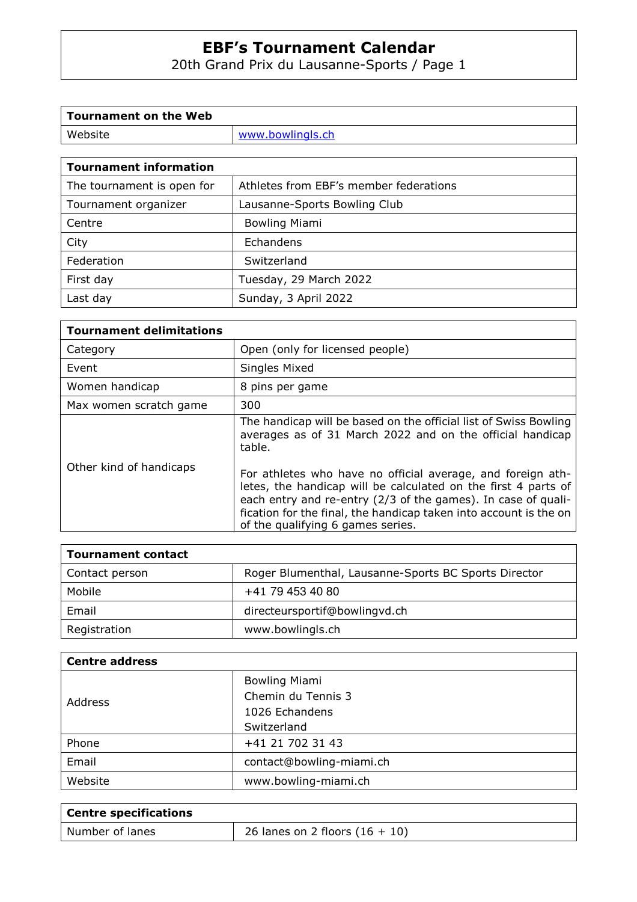# EBF's Tournament Calendar

20th Grand Prix du Lausanne-Sports / Page 1

| Tournament on the Web | |
|---|---|
| Website | www.bowlingls.ch |

| Tournament information | |
|---|---|
| The tournament is open for | Athletes from EBF's member federations |
| Tournament organizer | Lausanne-Sports Bowling Club |
| Centre | Bowling Miami |
| City | Echandens |
| Federation | Switzerland |
| First day | Tuesday, 29 March 2022 |
| Last day | Sunday, 3 April 2022 |

| Tournament delimitations | |
|---|---|
| Category | Open (only for licensed people) |
| Event | Singles Mixed |
| Women handicap | 8 pins per game |
| Max women scratch game | 300 |
| Other kind of handicaps | The handicap will be based on the official list of Swiss Bowling averages as of 31 March 2022 and on the official handicap table.<br><br>For athletes who have no official average, and foreign athletes, the handicap will be calculated on the first 4 parts of each entry and re-entry (2/3 of the games). In case of qualification for the final, the handicap taken into account is the on of the qualifying 6 games series. |

| Tournament contact | |
|---|---|
| Contact person | Roger Blumenthal, Lausanne-Sports BC Sports Director |
| Mobile | +41 79 453 40 80 |
| Email | directeursportif@bowlingvd.ch |
| Registration | www.bowlingls.ch |

| Centre address | |
|---|---|
| Address | Bowling Miami<br>Chemin du Tennis 3<br>1026 Echandens<br>Switzerland |
| Phone | +41 21 702 31 43 |
| Email | contact@bowling-miami.ch |
| Website | www.bowling-miami.ch |

| Centre specifications | |
|---|---|
| Number of lanes | 26 lanes on 2 floors (16 + 10) |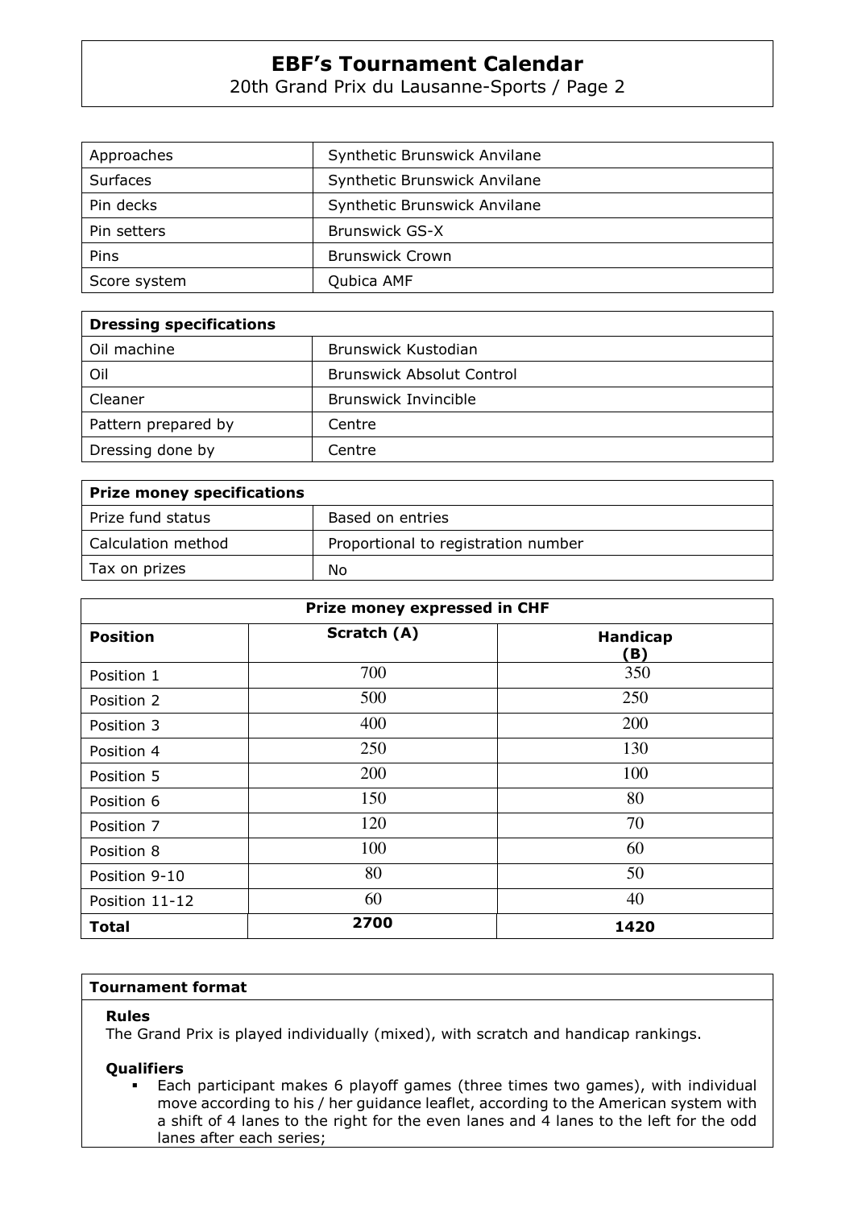| Approaches | Synthetic Brunswick Anvilane |
|---|---|
| Surfaces | Synthetic Brunswick Anvilane |
| Pin decks | Synthetic Brunswick Anvilane |
| Pin setters | Brunswick GS-X |
| Pins | Brunswick Crown |
| Score system | Qubica AMF |

| **Dressing specifications** | |
|---|---|
| Oil machine | Brunswick Kustodian |
| Oil | Brunswick Absolut Control |
| Cleaner | Brunswick Invincible |
| Pattern prepared by | Centre |
| Dressing done by | Centre |

| **Prize money specifications** | |
|---|---|
| Prize fund status | Based on entries |
| Calculation method | Proportional to registration number |
| Tax on prizes | No |

| **Prize money expressed in CHF** | | |
|---|---|---|
| **Position** | **Scratch (A)** | **Handicap (B)** |
| Position 1 | 700 | 350 |
| Position 2 | 500 | 250 |
| Position 3 | 400 | 200 |
| Position 4 | 250 | 130 |
| Position 5 | 200 | 100 |
| Position 6 | 150 | 80 |
| Position 7 | 120 | 70 |
| Position 8 | 100 | 60 |
| Position 9-10 | 80 | 50 |
| Position 11-12 | 60 | 40 |
| **Total** | **2700** | **1420** |

**Tournament format**

**Rules**

The Grand Prix is played individually (mixed), with scratch and handicap rankings.

**Qualifiers**

- Each participant makes 6 playoff games (three times two games), with individual move according to his / her guidance leaflet, according to the American system with a shift of 4 lanes to the right for the even lanes and 4 lanes to the left for the odd lanes after each series;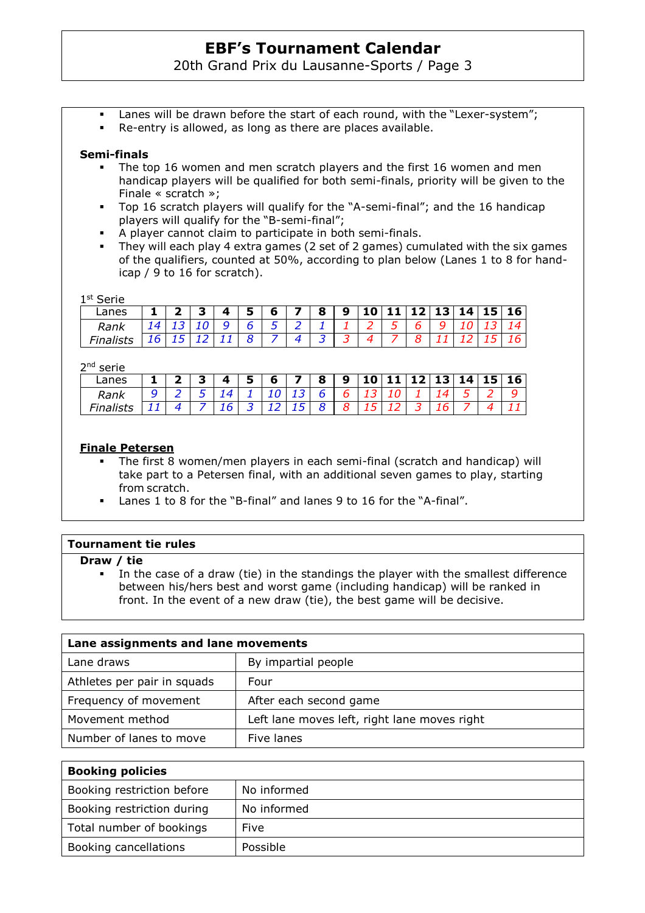- Lanes will be drawn before the start of each round, with the "Lexer-system";
- Re-entry is allowed, as long as there are places available.

**Semi-finals**

- The top 16 women and men scratch players and the first 16 women and men handicap players will be qualified for both semi-finals, priority will be given to the Finale « scratch »;
- Top 16 scratch players will qualify for the "A-semi-final"; and the 16 handicap players will qualify for the "B-semi-final";
- A player cannot claim to participate in both semi-finals.
- They will each play 4 extra games (2 set of 2 games) cumulated with the six games of the qualifiers, counted at 50%, according to plan below (Lanes 1 to 8 for handicap / 9 to 16 for scratch).

1st Serie

| Lanes | 1 | 2 | 3 | 4 | 5 | 6 | 7 | 8 | 9 | 10 | 11 | 12 | 13 | 14 | 15 | 16 |
|---|---|---|---|---|---|---|---|---|---|---|---|---|---|---|---|---|
| *Rank* | *14* | *13* | *10* | *9* | *6* | *5* | *2* | *1* | *1* | *2* | *5* | *6* | *9* | *10* | *13* | *14* |
| *Finalists* | *16* | *15* | *12* | *11* | *8* | *7* | *4* | *3* | *3* | *4* | *7* | *8* | *11* | *12* | *15* | *16* |

2nd serie

| Lanes | 1 | 2 | 3 | 4 | 5 | 6 | 7 | 8 | 9 | 10 | 11 | 12 | 13 | 14 | 15 | 16 |
|---|---|---|---|---|---|---|---|---|---|---|---|---|---|---|---|---|
| *Rank* | *9* | *2* | *5* | *14* | *1* | *10* | *13* | *6* | *6* | *13* | *10* | *1* | *14* | *5* | *2* | *9* |
| *Finalists* | *11* | *4* | *7* | *16* | *3* | *12* | *15* | *8* | *8* | *15* | *12* | *3* | *16* | *7* | *4* | *11* |

**Finale Petersen**

- The first 8 women/men players in each semi-final (scratch and handicap) will take part to a Petersen final, with an additional seven games to play, starting from scratch.
- Lanes 1 to 8 for the "B-final" and lanes 9 to 16 for the "A-final".

**Tournament tie rules**

**Draw / tie**

- In the case of a draw (tie) in the standings the player with the smallest difference between his/hers best and worst game (including handicap) will be ranked in front. In the event of a new draw (tie), the best game will be decisive.

| Lane assignments and lane movements | |
|---|---|
| Lane draws | By impartial people |
| Athletes per pair in squads | Four |
| Frequency of movement | After each second game |
| Movement method | Left lane moves left, right lane moves right |
| Number of lanes to move | Five lanes |

| Booking policies | |
|---|---|
| Booking restriction before | No informed |
| Booking restriction during | No informed |
| Total number of bookings | Five |
| Booking cancellations | Possible |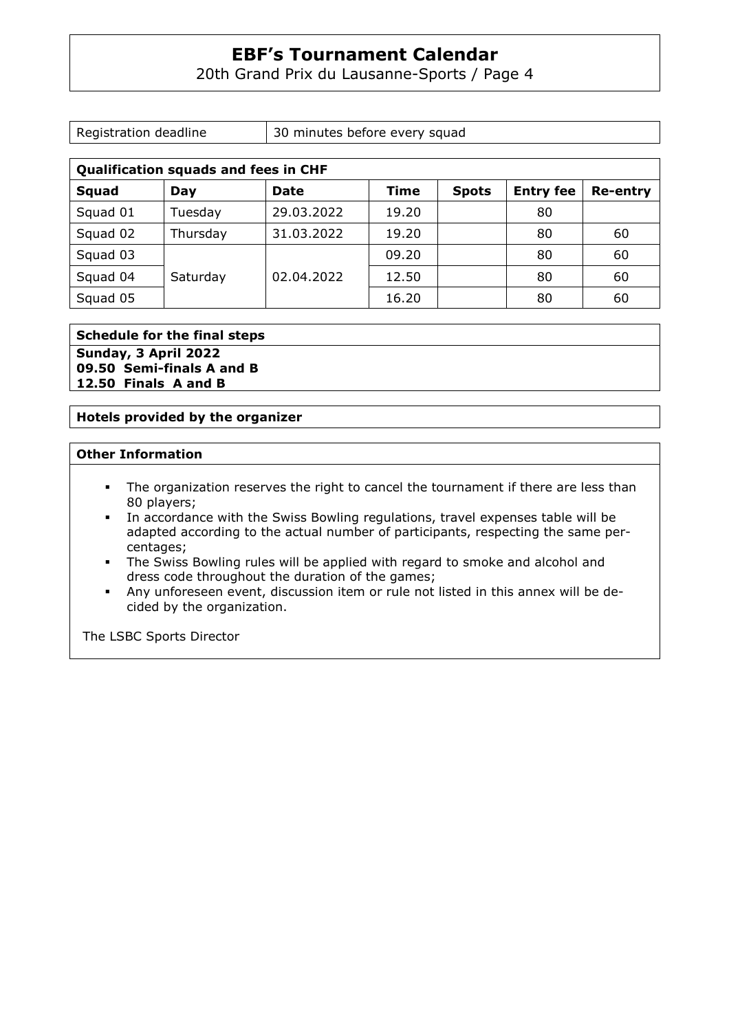| Registration deadline | 30 minutes before every squad |
|---|---|

**Qualification squads and fees in CHF**

| Squad | Day | Date | Time | Spots | Entry fee | Re-entry |
|---|---|---|---|---|---|---|
| Squad 01 | Tuesday | 29.03.2022 | 19.20 | | 80 | |
| Squad 02 | Thursday | 31.03.2022 | 19.20 | | 80 | 60 |
| Squad 03 | Saturday | 02.04.2022 | 09.20 | | 80 | 60 |
| Squad 04 | | | 12.50 | | 80 | 60 |
| Squad 05 | | | 16.20 | | 80 | 60 |

**Schedule for the final steps**

**Sunday, 3 April 2022**
**09.50 Semi-finals A and B**
**12.50 Finals A and B**

**Hotels provided by the organizer**

**Other Information**

- The organization reserves the right to cancel the tournament if there are less than 80 players;
- In accordance with the Swiss Bowling regulations, travel expenses table will be adapted according to the actual number of participants, respecting the same percentages;
- The Swiss Bowling rules will be applied with regard to smoke and alcohol and dress code throughout the duration of the games;
- Any unforeseen event, discussion item or rule not listed in this annex will be decided by the organization.

The LSBC Sports Director